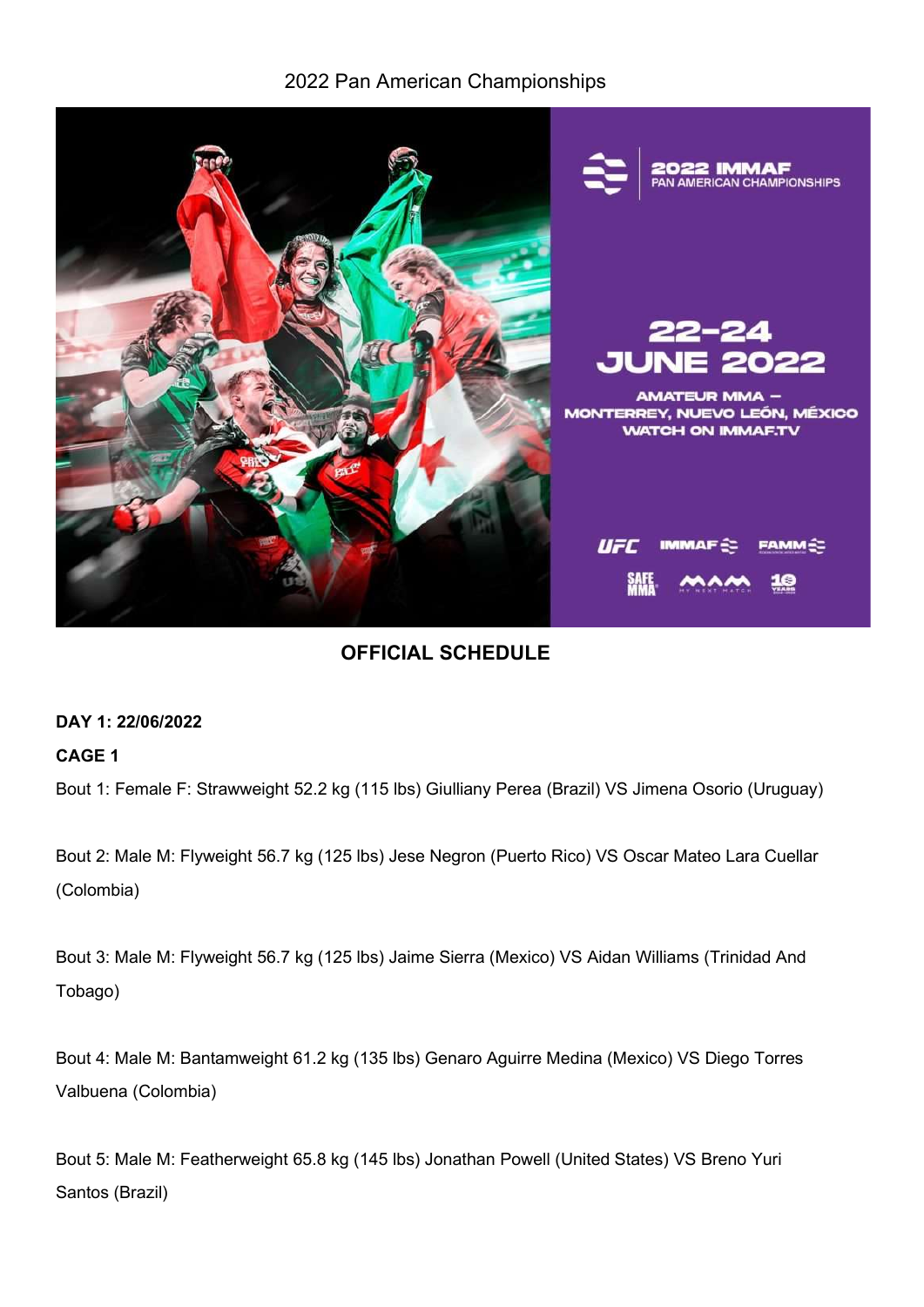2022 Pan American Championships

**OFFICIAL SCHEDULE**

**DAY 1: 22/06/2022**

**CAGE 1**

Bout 1: Female F: Strawweight 52.2 kg (115 lbs) Giulliany Perea (Brazil) VS Jimena Osorio (Uruguay)

Bout 2: Male M: Flyweight 56.7 kg (125 lbs) Jese Negron (Puerto Rico) VS Oscar Mateo Lara Cuellar (Colombia)

Bout 3: Male M: Flyweight 56.7 kg (125 lbs) Jaime Sierra (Mexico) VS Aidan Williams (Trinidad And Tobago)

Bout 4: Male M: Bantamweight 61.2 kg (135 lbs) Genaro Aguirre Medina (Mexico) VS Diego Torres Valbuena (Colombia)

Bout 5: Male M: Featherweight 65.8 kg (145 lbs) Jonathan Powell (United States) VS Breno Yuri Santos (Brazil)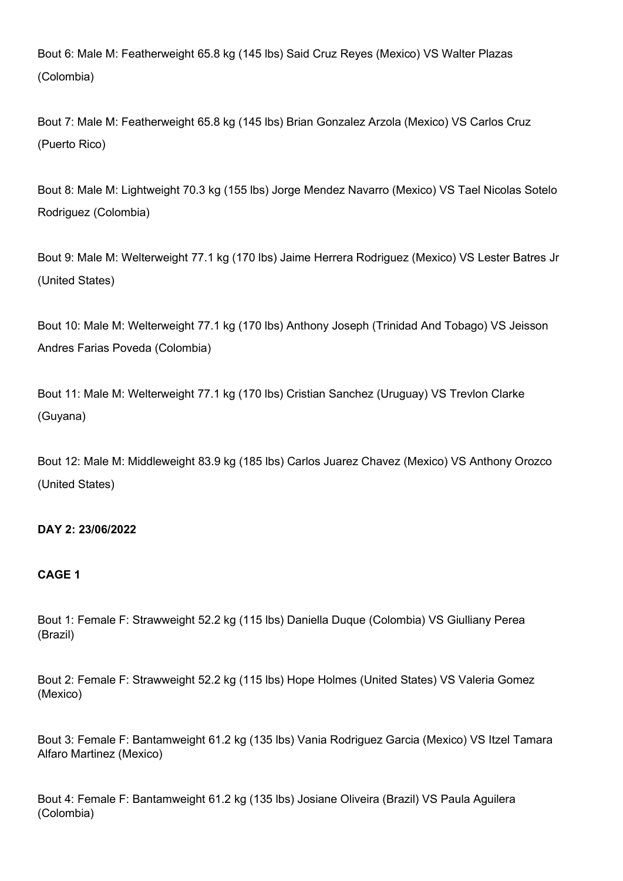Bout 6: Male M: Featherweight 65.8 kg (145 lbs) Said Cruz Reyes (Mexico) VS Walter Plazas (Colombia)

Bout 7: Male M: Featherweight 65.8 kg (145 lbs) Brian Gonzalez Arzola (Mexico) VS Carlos Cruz (Puerto Rico)

Bout 8: Male M: Lightweight 70.3 kg (155 lbs) Jorge Mendez Navarro (Mexico) VS Tael Nicolas Sotelo Rodriguez (Colombia)

Bout 9: Male M: Welterweight 77.1 kg (170 lbs) Jaime Herrera Rodriguez (Mexico) VS Lester Batres Jr (United States)

Bout 10: Male M: Welterweight 77.1 kg (170 lbs) Anthony Joseph (Trinidad And Tobago) VS Jeisson Andres Farias Poveda (Colombia)

Bout 11: Male M: Welterweight 77.1 kg (170 lbs) Cristian Sanchez (Uruguay) VS Trevlon Clarke (Guyana)

Bout 12: Male M: Middleweight 83.9 kg (185 lbs) Carlos Juarez Chavez (Mexico) VS Anthony Orozco (United States)

**DAY 2: 23/06/2022**

**CAGE 1**

Bout 1: Female F: Strawweight 52.2 kg (115 lbs) Daniella Duque (Colombia) VS Giulliany Perea (Brazil)

Bout 2: Female F: Strawweight 52.2 kg (115 lbs) Hope Holmes (United States) VS Valeria Gomez (Mexico)

Bout 3: Female F: Bantamweight 61.2 kg (135 lbs) Vania Rodriguez Garcia (Mexico) VS Itzel Tamara Alfaro Martinez (Mexico)

Bout 4: Female F: Bantamweight 61.2 kg (135 lbs) Josiane Oliveira (Brazil) VS Paula Aguilera (Colombia)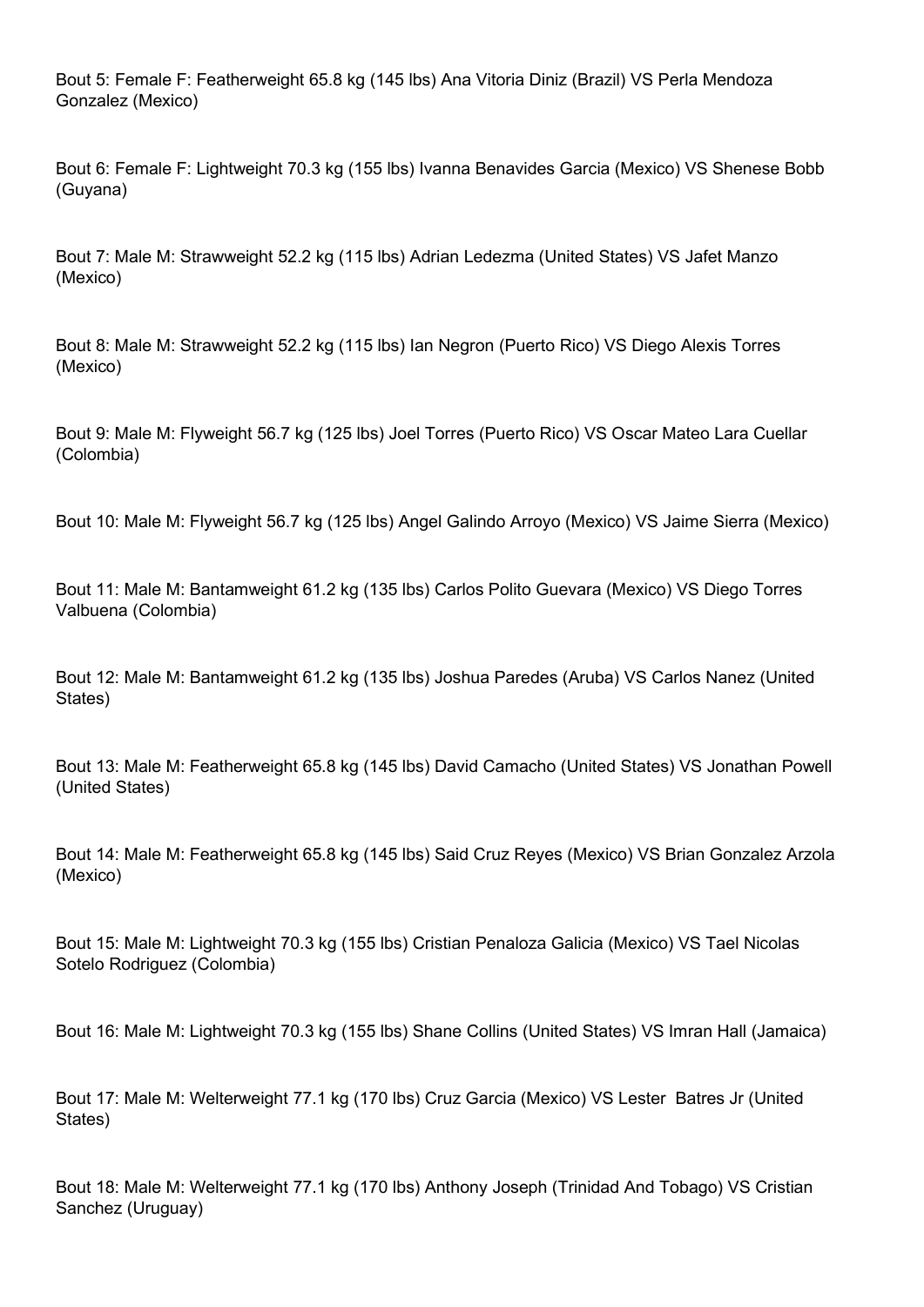Bout 5: Female F: Featherweight 65.8 kg (145 lbs) Ana Vitoria Diniz (Brazil) VS Perla Mendoza Gonzalez (Mexico)

Bout 6: Female F: Lightweight 70.3 kg (155 lbs) Ivanna Benavides Garcia (Mexico) VS Shenese Bobb (Guyana)

Bout 7: Male M: Strawweight 52.2 kg (115 lbs) Adrian Ledezma (United States) VS Jafet Manzo (Mexico)

Bout 8: Male M: Strawweight 52.2 kg (115 lbs) Ian Negron (Puerto Rico) VS Diego Alexis Torres (Mexico)

Bout 9: Male M: Flyweight 56.7 kg (125 lbs) Joel Torres (Puerto Rico) VS Oscar Mateo Lara Cuellar (Colombia)

Bout 10: Male M: Flyweight 56.7 kg (125 lbs) Angel Galindo Arroyo (Mexico) VS Jaime Sierra (Mexico)

Bout 11: Male M: Bantamweight 61.2 kg (135 lbs) Carlos Polito Guevara (Mexico) VS Diego Torres Valbuena (Colombia)

Bout 12: Male M: Bantamweight 61.2 kg (135 lbs) Joshua Paredes (Aruba) VS Carlos Nanez (United States)

Bout 13: Male M: Featherweight 65.8 kg (145 lbs) David Camacho (United States) VS Jonathan Powell (United States)

Bout 14: Male M: Featherweight 65.8 kg (145 lbs) Said Cruz Reyes (Mexico) VS Brian Gonzalez Arzola (Mexico)

Bout 15: Male M: Lightweight 70.3 kg (155 lbs) Cristian Penaloza Galicia (Mexico) VS Tael Nicolas Sotelo Rodriguez (Colombia)

Bout 16: Male M: Lightweight 70.3 kg (155 lbs) Shane Collins (United States) VS Imran Hall (Jamaica)

Bout 17: Male M: Welterweight 77.1 kg (170 lbs) Cruz Garcia (Mexico) VS Lester Batres Jr (United States)

Bout 18: Male M: Welterweight 77.1 kg (170 lbs) Anthony Joseph (Trinidad And Tobago) VS Cristian Sanchez (Uruguay)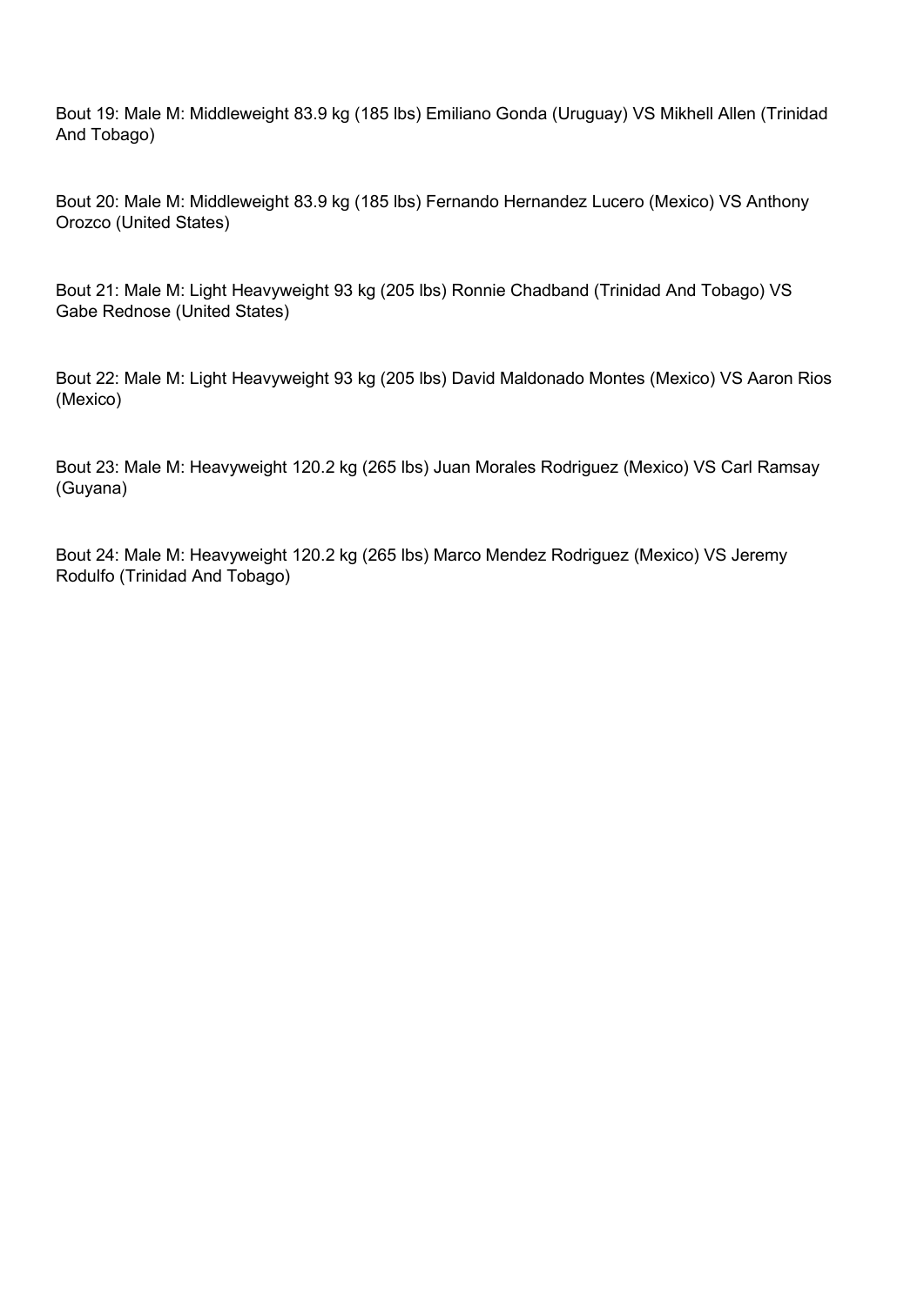Bout 19: Male M: Middleweight 83.9 kg (185 lbs) Emiliano Gonda (Uruguay) VS Mikhell Allen (Trinidad And Tobago)

Bout 20: Male M: Middleweight 83.9 kg (185 lbs) Fernando Hernandez Lucero (Mexico) VS Anthony Orozco (United States)

Bout 21: Male M: Light Heavyweight 93 kg (205 lbs) Ronnie Chadband (Trinidad And Tobago) VS Gabe Rednose (United States)

Bout 22: Male M: Light Heavyweight 93 kg (205 lbs) David Maldonado Montes (Mexico) VS Aaron Rios (Mexico)

Bout 23: Male M: Heavyweight 120.2 kg (265 lbs) Juan Morales Rodriguez (Mexico) VS Carl Ramsay (Guyana)

Bout 24: Male M: Heavyweight 120.2 kg (265 lbs) Marco Mendez Rodriguez (Mexico) VS Jeremy Rodulfo (Trinidad And Tobago)